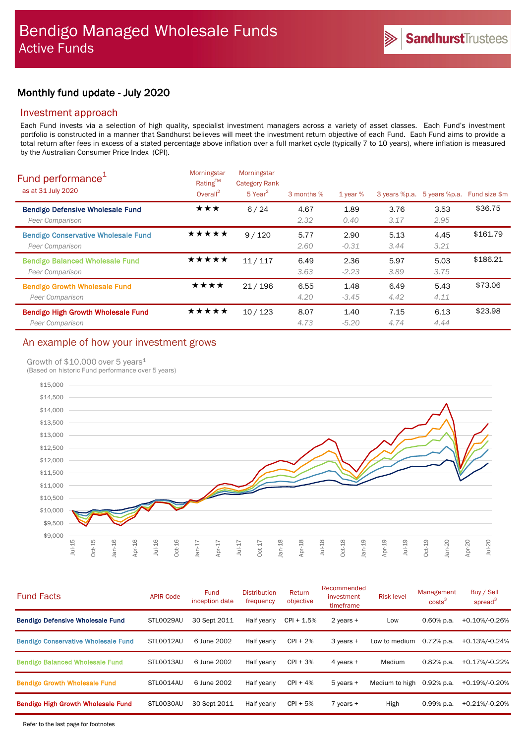# Bendigo Managed Wholesale Funds
## Active Funds

Sandhurst Trustees

## Monthly fund update - July 2020

### Investment approach

Each Fund invests via a selection of high quality, specialist investment managers across a variety of asset classes. Each Fund's investment portfolio is constructed in a manner that Sandhurst believes will meet the investment return objective of each Fund. Each Fund aims to provide a total return after fees in excess of a stated percentage above inflation over a full market cycle (typically 7 to 10 years), where inflation is measured by the Australian Consumer Price Index (CPI).

### Fund performance[1]

as at 31 July 2020

| | Morningstar Rating™ Overall[2] | Morningstar Category Rank 5 Year[2] | 3 months % | 1 year % | 3 years %p.a. | 5 years %p.a. | Fund size $m |
|---|---|---|---|---|---|---|---|
| **Bendigo Defensive Wholesale Fund** | ★★★ | 6 / 24 | 4.67 | 1.89 | 3.76 | 3.53 | $36.75 |
| *Peer Comparison* | | | *2.32* | *0.40* | *3.17* | *2.95* | |
| **Bendigo Conservative Wholesale Fund** | ★★★★★ | 9 / 120 | 5.77 | 2.90 | 5.13 | 4.45 | $161.79 |
| *Peer Comparison* | | | *2.60* | *-0.31* | *3.44* | *3.21* | |
| **Bendigo Balanced Wholesale Fund** | ★★★★★ | 11 / 117 | 6.49 | 2.36 | 5.97 | 5.03 | $186.21 |
| *Peer Comparison* | | | *3.63* | *-2.23* | *3.89* | *3.75* | |
| **Bendigo Growth Wholesale Fund** | ★★★★ | 21 / 196 | 6.55 | 1.48 | 6.49 | 5.43 | $73.06 |
| *Peer Comparison* | | | *4.20* | *-3.45* | *4.42* | *4.11* | |
| **Bendigo High Growth Wholesale Fund** | ★★★★★ | 10 / 123 | 8.07 | 1.40 | 7.15 | 6.13 | $23.98 |
| *Peer Comparison* | | | *4.73* | *-5.20* | *4.74* | *4.44* | |

### An example of how your investment grows

Growth of $10,000 over 5 years[1]
(Based on historic Fund performance over 5 years)

### Fund Facts

| | APIR Code | Fund inception date | Distribution frequency | Return objective | Recommended investment timeframe | Risk level | Management costs[3] | Buy / Sell spread[3] |
|---|---|---|---|---|---|---|---|---|
| **Bendigo Defensive Wholesale Fund** | STL0029AU | 30 Sept 2011 | Half yearly | CPI + 1.5% | 2 years + | Low | 0.60% p.a. | +0.10%/-0.26% |
| **Bendigo Conservative Wholesale Fund** | STL0012AU | 6 June 2002 | Half yearly | CPI + 2% | 3 years + | Low to medium | 0.72% p.a. | +0.13%/-0.24% |
| **Bendigo Balanced Wholesale Fund** | STL0013AU | 6 June 2002 | Half yearly | CPI + 3% | 4 years + | Medium | 0.82% p.a. | +0.17%/-0.22% |
| **Bendigo Growth Wholesale Fund** | STL0014AU | 6 June 2002 | Half yearly | CPI + 4% | 5 years + | Medium to high | 0.92% p.a. | +0.19%/-0.20% |
| **Bendigo High Growth Wholesale Fund** | STL0030AU | 30 Sept 2011 | Half yearly | CPI + 5% | 7 years + | High | 0.99% p.a. | +0.21%/-0.20% |

Refer to the last page for footnotes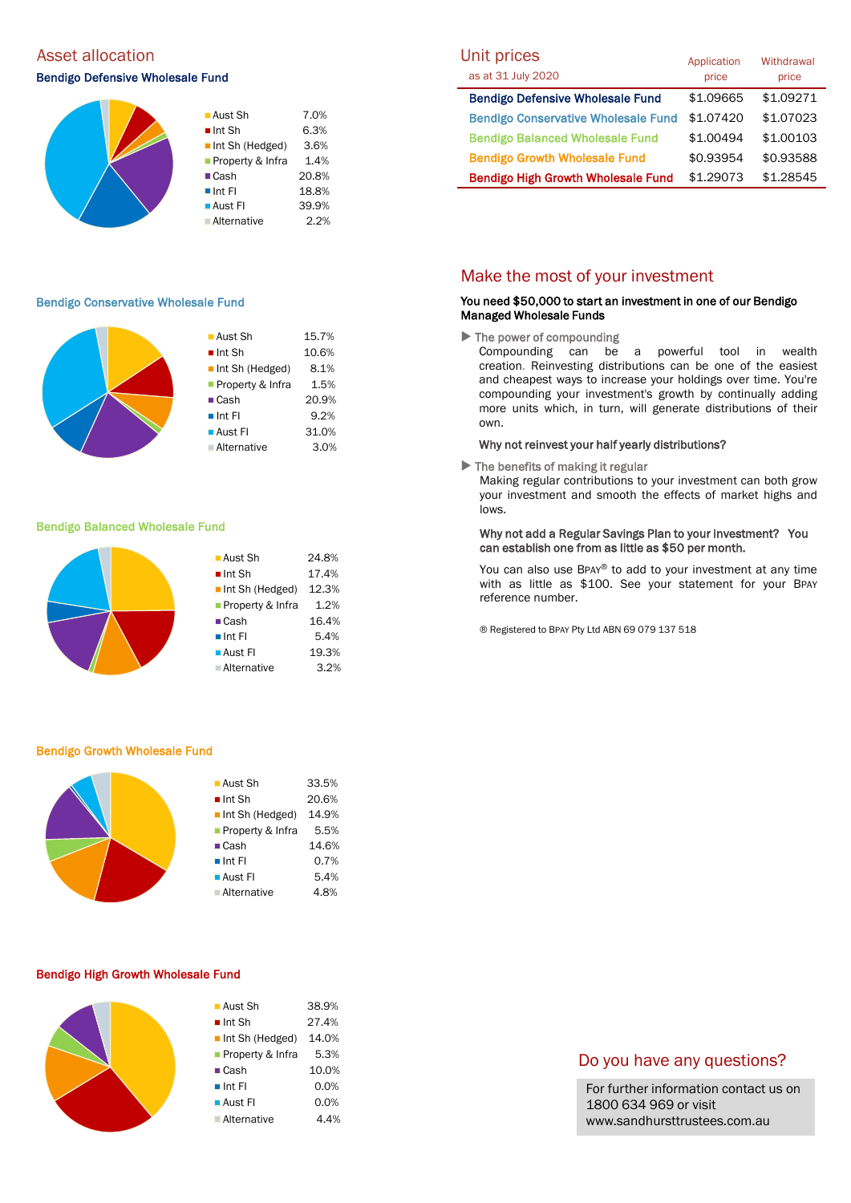## Asset allocation

### Bendigo Defensive Wholesale Fund

| Asset | Allocation |
|---|---|
| Aust Sh | 7.0% |
| Int Sh | 6.3% |
| Int Sh (Hedged) | 3.6% |
| Property & Infra | 1.4% |
| Cash | 20.8% |
| Int FI | 18.8% |
| Aust FI | 39.9% |
| Alternative | 2.2% |

### Bendigo Conservative Wholesale Fund

| Asset | Allocation |
|---|---|
| Aust Sh | 15.7% |
| Int Sh | 10.6% |
| Int Sh (Hedged) | 8.1% |
| Property & Infra | 1.5% |
| Cash | 20.9% |
| Int FI | 9.2% |
| Aust FI | 31.0% |
| Alternative | 3.0% |

### Bendigo Balanced Wholesale Fund

| Asset | Allocation |
|---|---|
| Aust Sh | 24.8% |
| Int Sh | 17.4% |
| Int Sh (Hedged) | 12.3% |
| Property & Infra | 1.2% |
| Cash | 16.4% |
| Int FI | 5.4% |
| Aust FI | 19.3% |
| Alternative | 3.2% |

### Bendigo Growth Wholesale Fund

| Asset | Allocation |
|---|---|
| Aust Sh | 33.5% |
| Int Sh | 20.6% |
| Int Sh (Hedged) | 14.9% |
| Property & Infra | 5.5% |
| Cash | 14.6% |
| Int FI | 0.7% |
| Aust FI | 5.4% |
| Alternative | 4.8% |

### Bendigo High Growth Wholesale Fund

| Asset | Allocation |
|---|---|
| Aust Sh | 38.9% |
| Int Sh | 27.4% |
| Int Sh (Hedged) | 14.0% |
| Property & Infra | 5.3% |
| Cash | 10.0% |
| Int FI | 0.0% |
| Aust FI | 0.0% |
| Alternative | 4.4% |

## Unit prices

as at 31 July 2020

| | Application price | Withdrawal price |
|---|---|---|
| Bendigo Defensive Wholesale Fund | $1.09665 | $1.09271 |
| Bendigo Conservative Wholesale Fund | $1.07420 | $1.07023 |
| Bendigo Balanced Wholesale Fund | $1.00494 | $1.00103 |
| Bendigo Growth Wholesale Fund | $0.93954 | $0.93588 |
| Bendigo High Growth Wholesale Fund | $1.29073 | $1.28545 |

## Make the most of your investment

**You need $50,000 to start an investment in one of our Bendigo Managed Wholesale Funds**

- **The power of compounding**

  Compounding can be a powerful tool in wealth creation. Reinvesting distributions can be one of the easiest and cheapest ways to increase your holdings over time. You're compounding your investment's growth by continually adding more units which, in turn, will generate distributions of their own.

  **Why not reinvest your half yearly distributions?**

- **The benefits of making it regular**

  Making regular contributions to your investment can both grow your investment and smooth the effects of market highs and lows.

  **Why not add a Regular Savings Plan to your investment? You can establish one from as little as $50 per month.**

  You can also use BPAY® to add to your investment at any time with as little as $100. See your statement for your BPAY reference number.

® Registered to BPAY Pty Ltd ABN 69 079 137 518

## Do you have any questions?

For further information contact us on 1800 634 969 or visit www.sandhursttrustees.com.au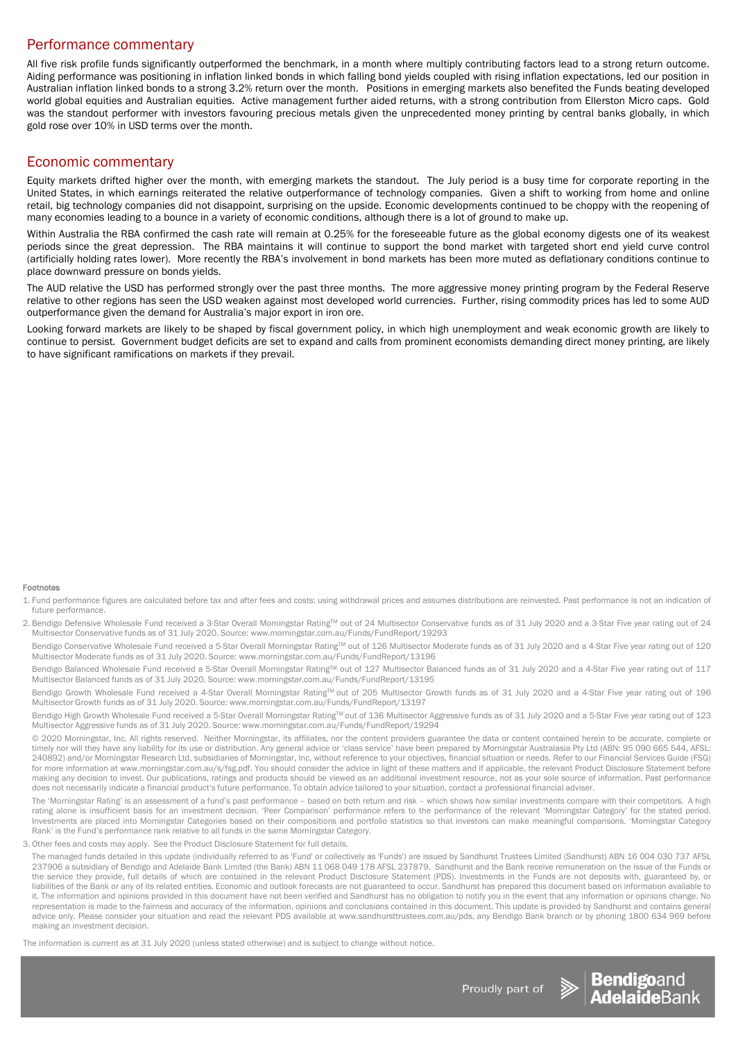## Performance commentary

All five risk profile funds significantly outperformed the benchmark, in a month where multiply contributing factors lead to a strong return outcome. Aiding performance was positioning in inflation linked bonds in which falling bond yields coupled with rising inflation expectations, led our position in Australian inflation linked bonds to a strong 3.2% return over the month. Positions in emerging markets also benefited the Funds beating developed world global equities and Australian equities. Active management further aided returns, with a strong contribution from Ellerston Micro caps. Gold was the standout performer with investors favouring precious metals given the unprecedented money printing by central banks globally, in which gold rose over 10% in USD terms over the month.

## Economic commentary

Equity markets drifted higher over the month, with emerging markets the standout. The July period is a busy time for corporate reporting in the United States, in which earnings reiterated the relative outperformance of technology companies. Given a shift to working from home and online retail, big technology companies did not disappoint, surprising on the upside. Economic developments continued to be choppy with the reopening of many economies leading to a bounce in a variety of economic conditions, although there is a lot of ground to make up.

Within Australia the RBA confirmed the cash rate will remain at 0.25% for the foreseeable future as the global economy digests one of its weakest periods since the great depression. The RBA maintains it will continue to support the bond market with targeted short end yield curve control (artificially holding rates lower). More recently the RBA's involvement in bond markets has been more muted as deflationary conditions continue to place downward pressure on bonds yields.

The AUD relative the USD has performed strongly over the past three months. The more aggressive money printing program by the Federal Reserve relative to other regions has seen the USD weaken against most developed world currencies. Further, rising commodity prices has led to some AUD outperformance given the demand for Australia's major export in iron ore.

Looking forward markets are likely to be shaped by fiscal government policy, in which high unemployment and weak economic growth are likely to continue to persist. Government budget deficits are set to expand and calls from prominent economists demanding direct money printing, are likely to have significant ramifications on markets if they prevail.

#### Footnotes

1. Fund performance figures are calculated before tax and after fees and costs; using withdrawal prices and assumes distributions are reinvested. Past performance is not an indication of future performance.
2. Bendigo Defensive Wholesale Fund received a 3-Star Overall Morningstar Rating™ out of 24 Multisector Conservative funds as of 31 July 2020 and a 3-Star Five year rating out of 24 Multisector Conservative funds as of 31 July 2020. Source: www.morningstar.com.au/Funds/FundReport/19293

   Bendigo Conservative Wholesale Fund received a 5-Star Overall Morningstar Rating™ out of 126 Multisector Moderate funds as of 31 July 2020 and a 4-Star Five year rating out of 120 Multisector Moderate funds as of 31 July 2020. Source: www.morningstar.com.au/Funds/FundReport/13196

   Bendigo Balanced Wholesale Fund received a 5-Star Overall Morningstar Rating™ out of 127 Multisector Balanced funds as of 31 July 2020 and a 4-Star Five year rating out of 117 Multisector Balanced funds as of 31 July 2020. Source: www.morningstar.com.au/Funds/FundReport/13195

   Bendigo Growth Wholesale Fund received a 4-Star Overall Morningstar Rating™ out of 205 Multisector Growth funds as of 31 July 2020 and a 4-Star Five year rating out of 196 Multisector Growth funds as of 31 July 2020. Source: www.morningstar.com.au/Funds/FundReport/13197

   Bendigo High Growth Wholesale Fund received a 5-Star Overall Morningstar Rating™ out of 136 Multisector Aggressive funds as of 31 July 2020 and a 5-Star Five year rating out of 123 Multisector Aggressive funds as of 31 July 2020. Source: www.morningstar.com.au/Funds/FundReport/19294

   © 2020 Morningstar, Inc. All rights reserved. Neither Morningstar, its affiliates, nor the content providers guarantee the data or content contained herein to be accurate, complete or timely nor will they have any liability for its use or distribution. Any general advice or 'class service' have been prepared by Morningstar Australasia Pty Ltd (ABN: 95 090 665 544, AFSL: 240892) and/or Morningstar Research Ltd, subsidiaries of Morningstar, Inc, without reference to your objectives, financial situation or needs. Refer to our Financial Services Guide (FSG) for more information at www.morningstar.com.au/s/fsg.pdf. You should consider the advice in light of these matters and if applicable, the relevant Product Disclosure Statement before making any decision to invest. Our publications, ratings and products should be viewed as an additional investment resource, not as your sole source of information. Past performance does not necessarily indicate a financial product's future performance. To obtain advice tailored to your situation, contact a professional financial adviser.

   The 'Morningstar Rating' is an assessment of a fund's past performance – based on both return and risk – which shows how similar investments compare with their competitors. A high rating alone is insufficient basis for an investment decision. 'Peer Comparison' performance refers to the performance of the relevant 'Morningstar Category' for the stated period. Investments are placed into Morningstar Categories based on their compositions and portfolio statistics so that investors can make meaningful comparisons. 'Morningstar Category Rank' is the Fund's performance rank relative to all funds in the same Morningstar Category.
3. Other fees and costs may apply. See the Product Disclosure Statement for full details.

   The managed funds detailed in this update (individually referred to as 'Fund' or collectively as 'Funds') are issued by Sandhurst Trustees Limited (Sandhurst) ABN 16 004 030 737 AFSL 237906 a subsidiary of Bendigo and Adelaide Bank Limited (the Bank) ABN 11 068 049 178 AFSL 237879. Sandhurst and the Bank receive remuneration on the issue of the Funds or the service they provide, full details of which are contained in the relevant Product Disclosure Statement (PDS). Investments in the Funds are not deposits with, guaranteed by, or liabilities of the Bank or any of its related entities. Economic and outlook forecasts are not guaranteed to occur. Sandhurst has prepared this document based on information available to it. The information and opinions provided in this document have not been verified and Sandhurst has no obligation to notify you in the event that any information or opinions change. No representation is made to the fairness and accuracy of the information, opinions and conclusions contained in this document. This update is provided by Sandhurst and contains general advice only. Please consider your situation and read the relevant PDS available at www.sandhursttrustees.com.au/pds, any Bendigo Bank branch or by phoning 1800 634 969 before making an investment decision.

The information is current as at 31 July 2020 (unless stated otherwise) and is subject to change without notice.

Proudly part of Bendigo and Adelaide Bank